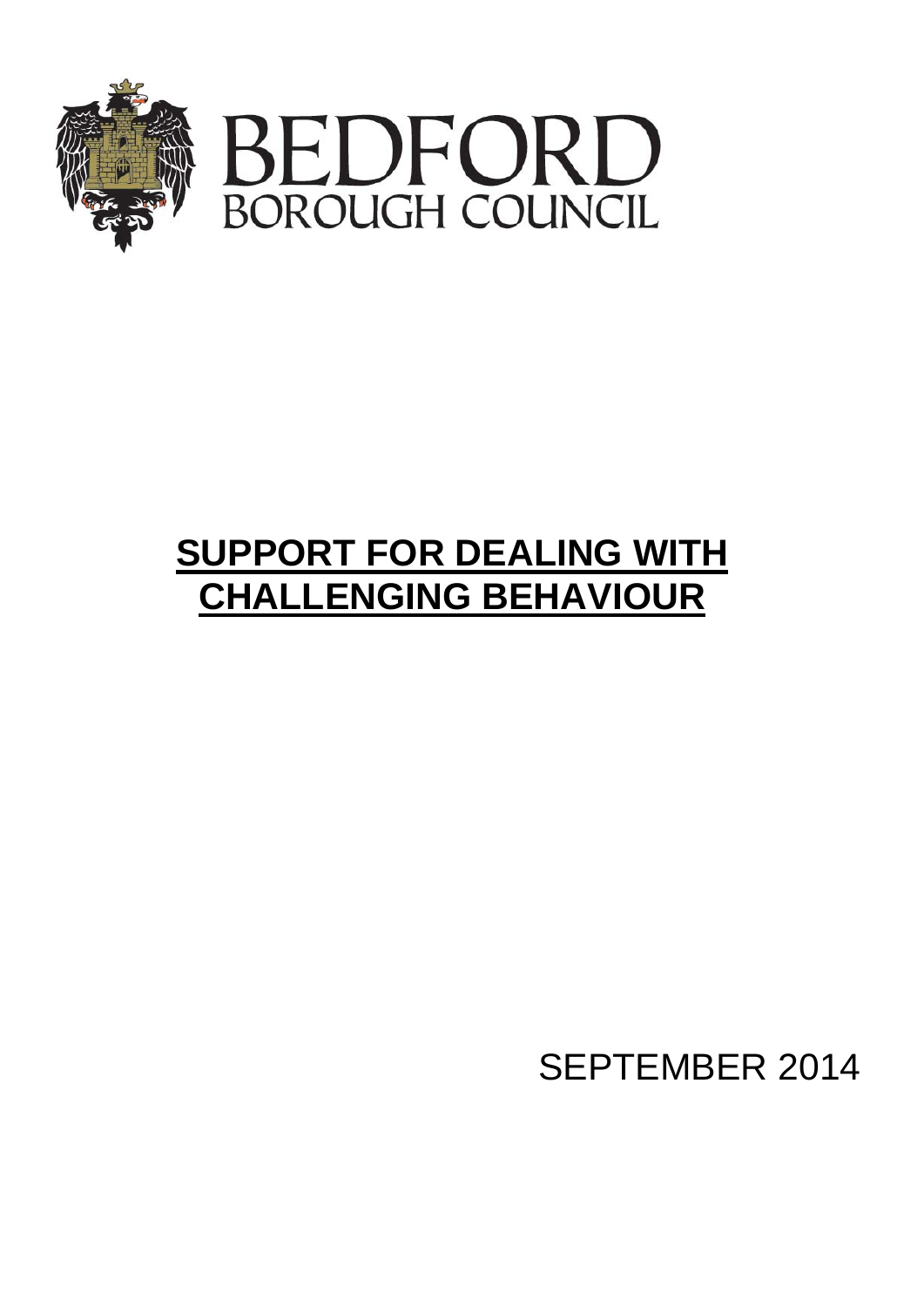BEDFORD
BOROUGH COUNCIL

# SUPPORT FOR DEALING WITH CHALLENGING BEHAVIOUR

SEPTEMBER 2014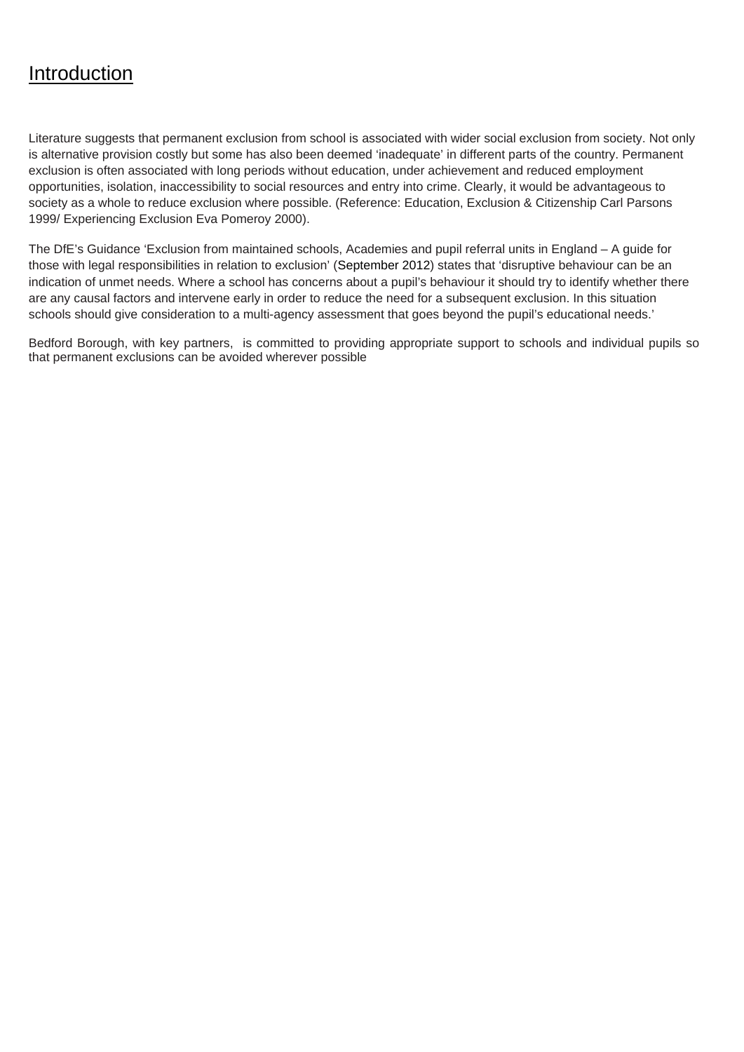# Introduction

Literature suggests that permanent exclusion from school is associated with wider social exclusion from society. Not only is alternative provision costly but some has also been deemed 'inadequate' in different parts of the country. Permanent exclusion is often associated with long periods without education, under achievement and reduced employment opportunities, isolation, inaccessibility to social resources and entry into crime. Clearly, it would be advantageous to society as a whole to reduce exclusion where possible. (Reference: Education, Exclusion & Citizenship Carl Parsons 1999/ Experiencing Exclusion Eva Pomeroy 2000).

The DfE's Guidance 'Exclusion from maintained schools, Academies and pupil referral units in England – A guide for those with legal responsibilities in relation to exclusion' (September 2012) states that 'disruptive behaviour can be an indication of unmet needs. Where a school has concerns about a pupil's behaviour it should try to identify whether there are any causal factors and intervene early in order to reduce the need for a subsequent exclusion. In this situation schools should give consideration to a multi-agency assessment that goes beyond the pupil's educational needs.'

Bedford Borough, with key partners, is committed to providing appropriate support to schools and individual pupils so that permanent exclusions can be avoided wherever possible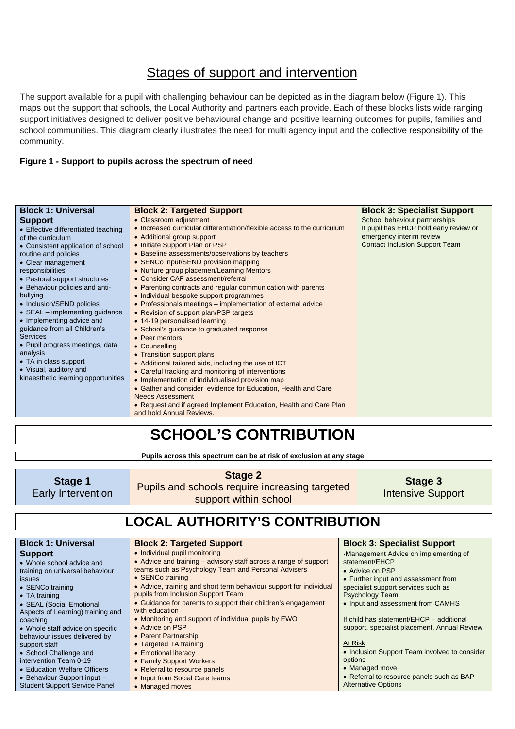# Stages of support and intervention

The support available for a pupil with challenging behaviour can be depicted as in the diagram below (Figure 1). This maps out the support that schools, the Local Authority and partners each provide. Each of these blocks lists wide ranging support initiatives designed to deliver positive behavioural change and positive learning outcomes for pupils, families and school communities. This diagram clearly illustrates the need for multi agency input and the collective responsibility of the community.

**Figure 1 - Support to pupils across the spectrum of need**

| **Block 1: Universal Support** | **Block 2: Targeted Support** | **Block 3: Specialist Support** |
|---|---|---|
| • Effective differentiated teaching of the curriculum<br>• Consistent application of school routine and policies<br>• Clear management responsibilities<br>• Pastoral support structures<br>• Behaviour policies and anti-bullying<br>• Inclusion/SEND policies<br>• SEAL – implementing guidance<br>• Implementing advice and guidance from all Children's Services<br>• Pupil progress meetings, data analysis<br>• TA in class support<br>• Visual, auditory and kinaesthetic learning opportunities | • Classroom adjustment<br>• Increased curricular differentiation/flexible access to the curriculum<br>• Additional group support<br>• Initiate Support Plan or PSP<br>• Baseline assessments/observations by teachers<br>• SENCo input/SEND provision mapping<br>• Nurture group placemen/Learning Mentors<br>• Consider CAF assessment/referral<br>• Parenting contracts and regular communication with parents<br>• Individual bespoke support programmes<br>• Professionals meetings – implementation of external advice<br>• Revision of support plan/PSP targets<br>• 14-19 personalised learning<br>• School's guidance to graduated response<br>• Peer mentors<br>• Counselling<br>• Transition support plans<br>• Additional tailored aids, including the use of ICT<br>• Careful tracking and monitoring of interventions<br>• Implementation of individualised provision map<br>• Gather and consider evidence for Education, Health and Care Needs Assessment<br>• Request and if agreed Implement Education, Health and Care Plan and hold Annual Reviews. | School behaviour partnerships<br>If pupil has EHCP hold early review or emergency interim review<br>Contact Inclusion Support Team |

## SCHOOL'S CONTRIBUTION

**Pupils across this spectrum can be at risk of exclusion at any stage**

| **Stage 1**<br>Early Intervention | **Stage 2**<br>Pupils and schools require increasing targeted support within school | **Stage 3**<br>Intensive Support |
|---|---|---|

## LOCAL AUTHORITY'S CONTRIBUTION

| **Block 1: Universal Support** | **Block 2: Targeted Support** | **Block 3: Specialist Support** |
|---|---|---|
| • Whole school advice and training on universal behaviour issues<br>• SENCo training<br>• TA training<br>• SEAL (Social Emotional Aspects of Learning) training and coaching<br>• Whole staff advice on specific behaviour issues delivered by support staff<br>• School Challenge and intervention Team 0-19<br>• Education Welfare Officers<br>• Behaviour Support input – Student Support Service Panel | • Individual pupil monitoring<br>• Advice and training – advisory staff across a range of support teams such as Psychology Team and Personal Advisers<br>• SENCo training<br>• Advice, training and short term behaviour support for individual pupils from Inclusion Support Team<br>• Guidance for parents to support their children's engagement with education<br>• Monitoring and support of individual pupils by EWO<br>• Advice on PSP<br>• Parent Partnership<br>• Targeted TA training<br>• Emotional literacy<br>• Family Support Workers<br>• Referral to resource panels<br>• Input from Social Care teams<br>• Managed moves | •Management Advice on implementing of statement/EHCP<br>• Advice on PSP<br>• Further input and assessment from specialist support services such as Psychology Team<br>• Input and assessment from CAMHS<br><br>If child has statement/EHCP – additional support, specialist placement, Annual Review<br><br>At Risk<br>• Inclusion Support Team involved to consider options<br>• Managed move<br>• Referral to resource panels such as BAP<br>Alternative Options |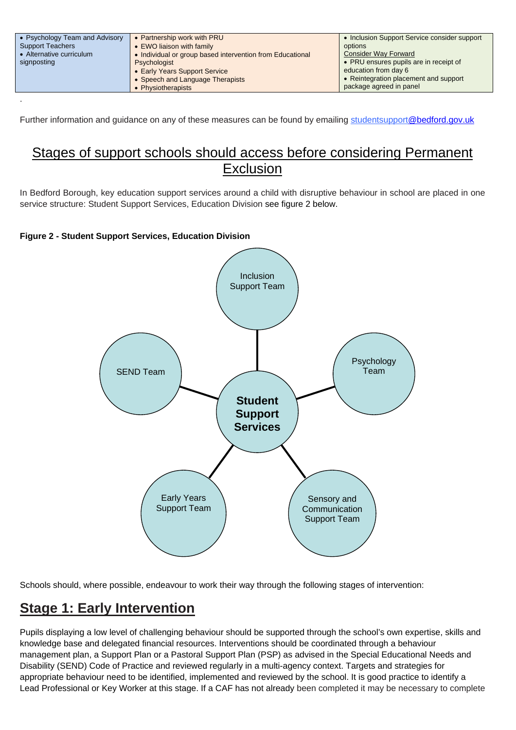| • Psychology Team and Advisory Support Teachers<br>• Alternative curriculum signposting | • Partnership work with PRU<br>• EWO liaison with family<br>• Individual or group based intervention from Educational Psychologist<br>• Early Years Support Service<br>• Speech and Language Therapists<br>• Physiotherapists | • Inclusion Support Service consider support options<br>Consider Way Forward<br>• PRU ensures pupils are in receipt of education from day 6<br>• Reintegration placement and support package agreed in panel |
|---|---|---|

.

Further information and guidance on any of these measures can be found by emailing studentsupport@bedford.gov.uk

## Stages of support schools should access before considering Permanent Exclusion

In Bedford Borough, key education support services around a child with disruptive behaviour in school are placed in one service structure: Student Support Services, Education Division see figure 2 below.

**Figure 2 - Student Support Services, Education Division**

**Student Support Services**
- Inclusion Support Team
- Psychology Team
- Sensory and Communication Support Team
- Early Years Support Team
- SEND Team

Schools should, where possible, endeavour to work their way through the following stages of intervention:

## Stage 1: Early Intervention

Pupils displaying a low level of challenging behaviour should be supported through the school's own expertise, skills and knowledge base and delegated financial resources. Interventions should be coordinated through a behaviour management plan, a Support Plan or a Pastoral Support Plan (PSP) as advised in the Special Educational Needs and Disability (SEND) Code of Practice and reviewed regularly in a multi-agency context. Targets and strategies for appropriate behaviour need to be identified, implemented and reviewed by the school. It is good practice to identify a Lead Professional or Key Worker at this stage. If a CAF has not already been completed it may be necessary to complete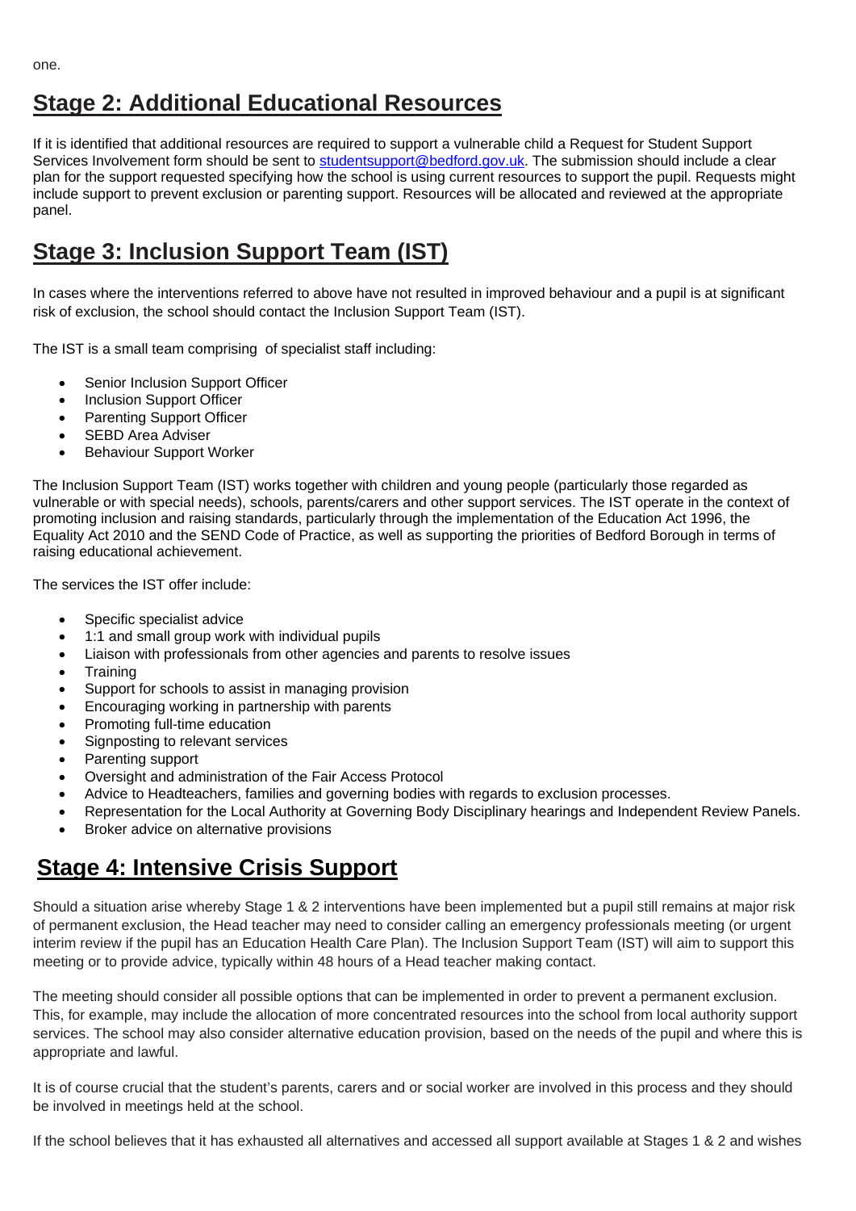one.

## Stage 2: Additional Educational Resources

If it is identified that additional resources are required to support a vulnerable child a Request for Student Support Services Involvement form should be sent to studentsupport@bedford.gov.uk. The submission should include a clear plan for the support requested specifying how the school is using current resources to support the pupil. Requests might include support to prevent exclusion or parenting support. Resources will be allocated and reviewed at the appropriate panel.

## Stage 3: Inclusion Support Team (IST)

In cases where the interventions referred to above have not resulted in improved behaviour and a pupil is at significant risk of exclusion, the school should contact the Inclusion Support Team (IST).

The IST is a small team comprising of specialist staff including:

- Senior Inclusion Support Officer
- Inclusion Support Officer
- Parenting Support Officer
- SEBD Area Adviser
- Behaviour Support Worker

The Inclusion Support Team (IST) works together with children and young people (particularly those regarded as vulnerable or with special needs), schools, parents/carers and other support services. The IST operate in the context of promoting inclusion and raising standards, particularly through the implementation of the Education Act 1996, the Equality Act 2010 and the SEND Code of Practice, as well as supporting the priorities of Bedford Borough in terms of raising educational achievement.

The services the IST offer include:

- Specific specialist advice
- 1:1 and small group work with individual pupils
- Liaison with professionals from other agencies and parents to resolve issues
- Training
- Support for schools to assist in managing provision
- Encouraging working in partnership with parents
- Promoting full-time education
- Signposting to relevant services
- Parenting support
- Oversight and administration of the Fair Access Protocol
- Advice to Headteachers, families and governing bodies with regards to exclusion processes.
- Representation for the Local Authority at Governing Body Disciplinary hearings and Independent Review Panels.
- Broker advice on alternative provisions

## Stage 4: Intensive Crisis Support

Should a situation arise whereby Stage 1 & 2 interventions have been implemented but a pupil still remains at major risk of permanent exclusion, the Head teacher may need to consider calling an emergency professionals meeting (or urgent interim review if the pupil has an Education Health Care Plan). The Inclusion Support Team (IST) will aim to support this meeting or to provide advice, typically within 48 hours of a Head teacher making contact.

The meeting should consider all possible options that can be implemented in order to prevent a permanent exclusion. This, for example, may include the allocation of more concentrated resources into the school from local authority support services. The school may also consider alternative education provision, based on the needs of the pupil and where this is appropriate and lawful.

It is of course crucial that the student's parents, carers and or social worker are involved in this process and they should be involved in meetings held at the school.

If the school believes that it has exhausted all alternatives and accessed all support available at Stages 1 & 2 and wishes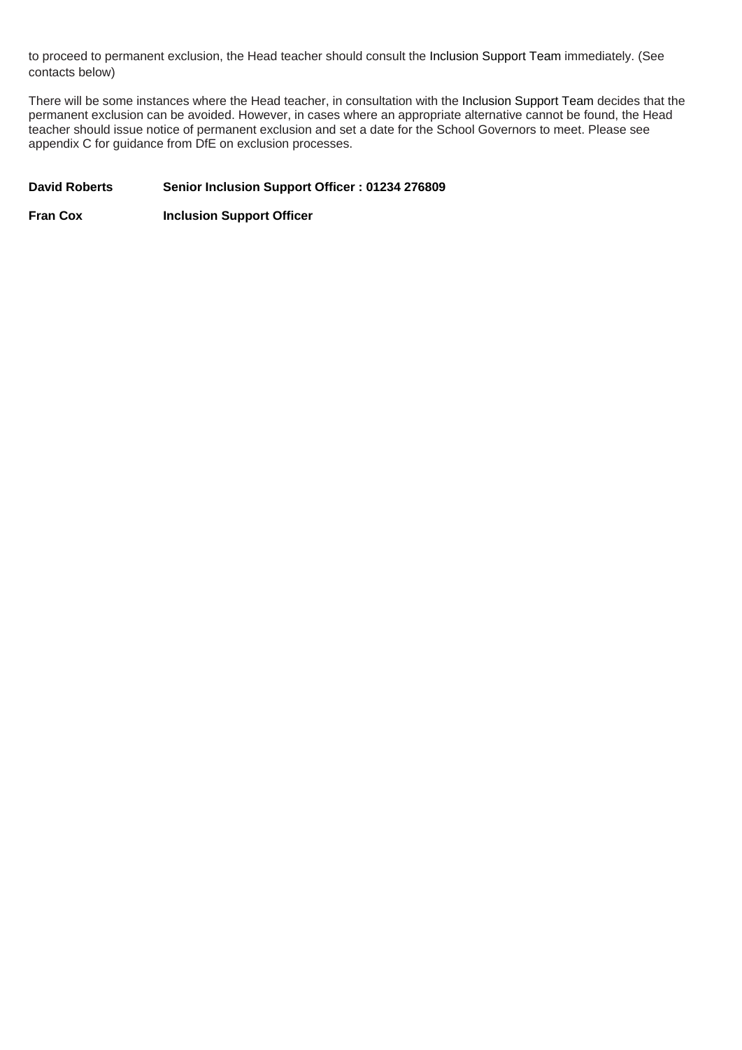to proceed to permanent exclusion, the Head teacher should consult the Inclusion Support Team immediately. (See contacts below)

There will be some instances where the Head teacher, in consultation with the Inclusion Support Team decides that the permanent exclusion can be avoided. However, in cases where an appropriate alternative cannot be found, the Head teacher should issue notice of permanent exclusion and set a date for the School Governors to meet. Please see appendix C for guidance from DfE on exclusion processes.

**David Roberts** **Senior Inclusion Support Officer : 01234 276809**

**Fran Cox** **Inclusion Support Officer**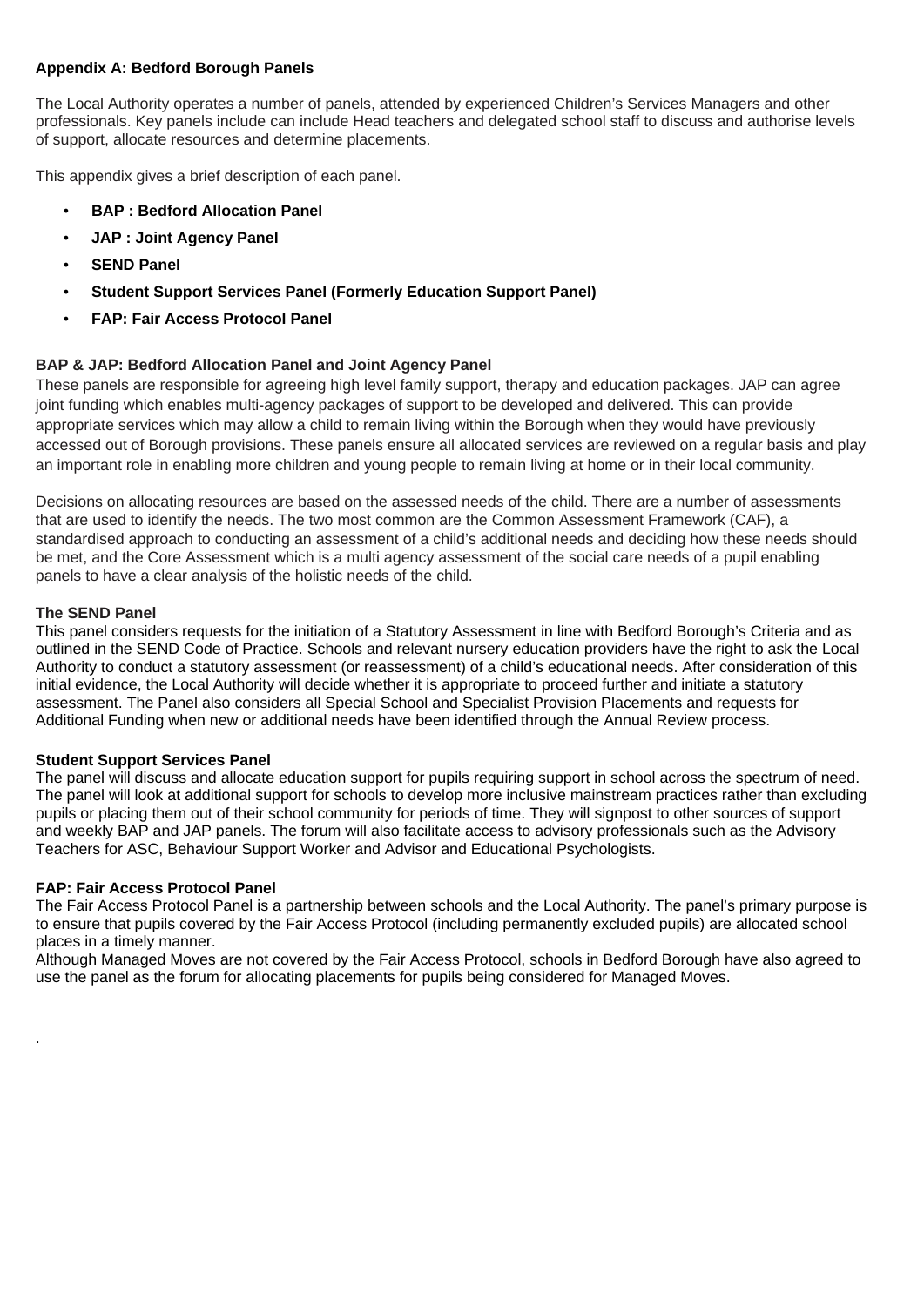**Appendix A: Bedford Borough Panels**

The Local Authority operates a number of panels, attended by experienced Children's Services Managers and other professionals. Key panels include can include Head teachers and delegated school staff to discuss and authorise levels of support, allocate resources and determine placements.

This appendix gives a brief description of each panel.

- **BAP : Bedford Allocation Panel**
- **JAP : Joint Agency Panel**
- **SEND Panel**
- **Student Support Services Panel (Formerly Education Support Panel)**
- **FAP: Fair Access Protocol Panel**

**BAP & JAP: Bedford Allocation Panel and Joint Agency Panel**

These panels are responsible for agreeing high level family support, therapy and education packages. JAP can agree joint funding which enables multi-agency packages of support to be developed and delivered. This can provide appropriate services which may allow a child to remain living within the Borough when they would have previously accessed out of Borough provisions. These panels ensure all allocated services are reviewed on a regular basis and play an important role in enabling more children and young people to remain living at home or in their local community.

Decisions on allocating resources are based on the assessed needs of the child. There are a number of assessments that are used to identify the needs. The two most common are the Common Assessment Framework (CAF), a standardised approach to conducting an assessment of a child's additional needs and deciding how these needs should be met, and the Core Assessment which is a multi agency assessment of the social care needs of a pupil enabling panels to have a clear analysis of the holistic needs of the child.

**The SEND Panel**

This panel considers requests for the initiation of a Statutory Assessment in line with Bedford Borough's Criteria and as outlined in the SEND Code of Practice. Schools and relevant nursery education providers have the right to ask the Local Authority to conduct a statutory assessment (or reassessment) of a child's educational needs. After consideration of this initial evidence, the Local Authority will decide whether it is appropriate to proceed further and initiate a statutory assessment. The Panel also considers all Special School and Specialist Provision Placements and requests for Additional Funding when new or additional needs have been identified through the Annual Review process.

**Student Support Services Panel**

The panel will discuss and allocate education support for pupils requiring support in school across the spectrum of need. The panel will look at additional support for schools to develop more inclusive mainstream practices rather than excluding pupils or placing them out of their school community for periods of time. They will signpost to other sources of support and weekly BAP and JAP panels. The forum will also facilitate access to advisory professionals such as the Advisory Teachers for ASC, Behaviour Support Worker and Advisor and Educational Psychologists.

**FAP: Fair Access Protocol Panel**

The Fair Access Protocol Panel is a partnership between schools and the Local Authority. The panel's primary purpose is to ensure that pupils covered by the Fair Access Protocol (including permanently excluded pupils) are allocated school places in a timely manner.

Although Managed Moves are not covered by the Fair Access Protocol, schools in Bedford Borough have also agreed to use the panel as the forum for allocating placements for pupils being considered for Managed Moves.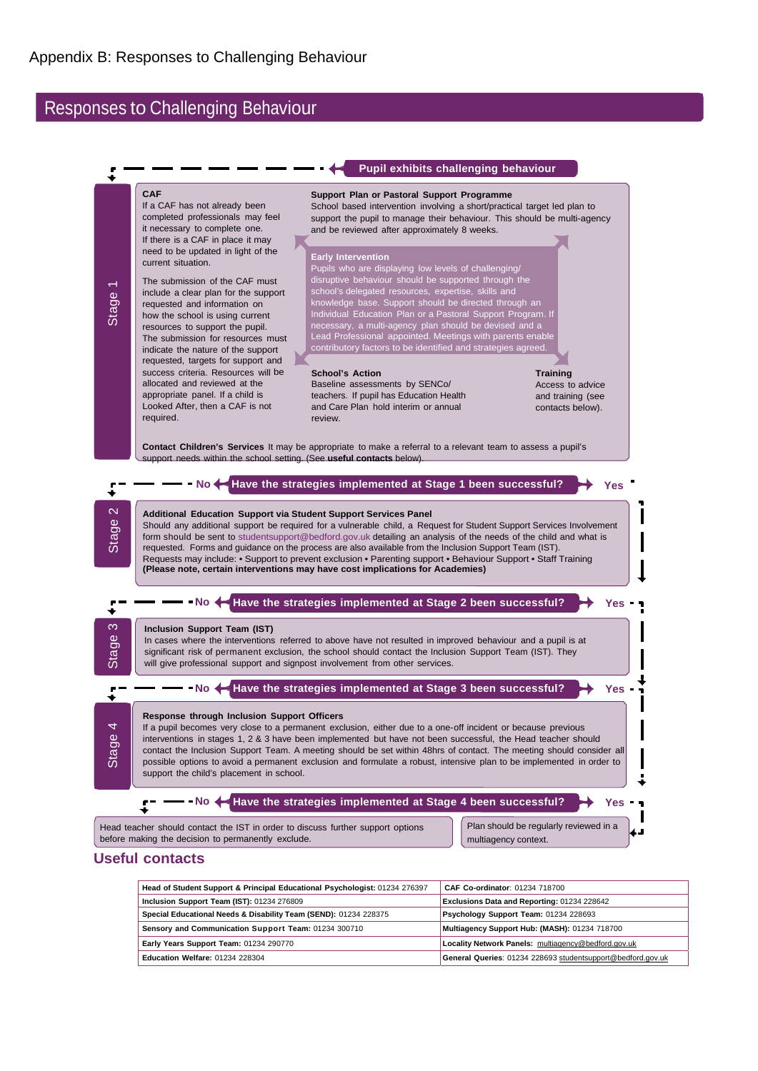# Appendix B: Responses to Challenging Behaviour

## Responses to Challenging Behaviour

**Pupil exhibits challenging behaviour**

### Stage 1

**CAF**

If a CAF has not already been completed professionals may feel it necessary to complete one. If there is a CAF in place it may need to be updated in light of the current situation.

The submission of the CAF must include a clear plan for the support requested and information on how the school is using current resources to support the pupil. The submission for resources must indicate the nature of the support requested, targets for support and success criteria. Resources will be allocated and reviewed at the appropriate panel. If a child is Looked After, then a CAF is not required.

**Support Plan or Pastoral Support Programme**

School based intervention involving a short/practical target led plan to support the pupil to manage their behaviour. This should be multi-agency and be reviewed after approximately 8 weeks.

**Early Intervention**

Pupils who are displaying low levels of challenging/ disruptive behaviour should be supported through the school's delegated resources, expertise, skills and knowledge base. Support should be directed through an Individual Education Plan or a Pastoral Support Program. If necessary, a multi-agency plan should be devised and a Lead Professional appointed. Meetings with parents enable contributory factors to be identified and strategies agreed.

**School's Action**

Baseline assessments by SENCo/ teachers. If pupil has Education Health and Care Plan hold interim or annual review.

**Training**

Access to advice and training (see contacts below).

**Contact Children's Services** It may be appropriate to make a referral to a relevant team to assess a pupil's support needs within the school setting. (See **useful contacts** below).

**Have the strategies implemented at Stage 1 been successful?** No → Stage 2 / Yes → Plan should be regularly reviewed in a multiagency context.

### Stage 2

**Additional Education Support via Student Support Services Panel**

Should any additional support be required for a vulnerable child, a Request for Student Support Services Involvement form should be sent to studentsupport@bedford.gov.uk detailing an analysis of the needs of the child and what is requested. Forms and guidance on the process are also available from the Inclusion Support Team (IST).
Requests may include: • Support to prevent exclusion • Parenting support • Behaviour Support • Staff Training
**(Please note, certain interventions may have cost implications for Academies)**

**Have the strategies implemented at Stage 2 been successful?** No → Stage 3 / Yes → Plan should be regularly reviewed in a multiagency context.

### Stage 3

**Inclusion Support Team (IST)**

In cases where the interventions referred to above have not resulted in improved behaviour and a pupil is at significant risk of permanent exclusion, the school should contact the Inclusion Support Team (IST). They will give professional support and signpost involvement from other services.

**Have the strategies implemented at Stage 3 been successful?** No → Stage 4 / Yes → Plan should be regularly reviewed in a multiagency context.

### Stage 4

**Response through Inclusion Support Officers**

If a pupil becomes very close to a permanent exclusion, either due to a one-off incident or because previous interventions in stages 1, 2 & 3 have been implemented but have not been successful, the Head teacher should contact the Inclusion Support Team. A meeting should be set within 48hrs of contact. The meeting should consider all possible options to avoid a permanent exclusion and formulate a robust, intensive plan to be implemented in order to support the child's placement in school.

**Have the strategies implemented at Stage 4 been successful?**

- No → Head teacher should contact the IST in order to discuss further support options before making the decision to permanently exclude.
- Yes → Plan should be regularly reviewed in a multiagency context.

## Useful contacts

| | |
|---|---|
| **Head of Student Support & Principal Educational Psychologist:** 01234 276397 | **CAF Co-ordinator**: 01234 718700 |
| **Inclusion Support Team (IST):** 01234 276809 | **Exclusions Data and Reporting:** 01234 228642 |
| **Special Educational Needs & Disability Team (SEND):** 01234 228375 | **Psychology Support Team:** 01234 228693 |
| **Sensory and Communication Support Team:** 01234 300710 | **Multiagency Support Hub: (MASH):** 01234 718700 |
| **Early Years Support Team:** 01234 290770 | **Locality Network Panels:** multiagency@bedford.gov.uk |
| **Education Welfare:** 01234 228304 | **General Queries**: 01234 228693 studentsupport@bedford.gov.uk |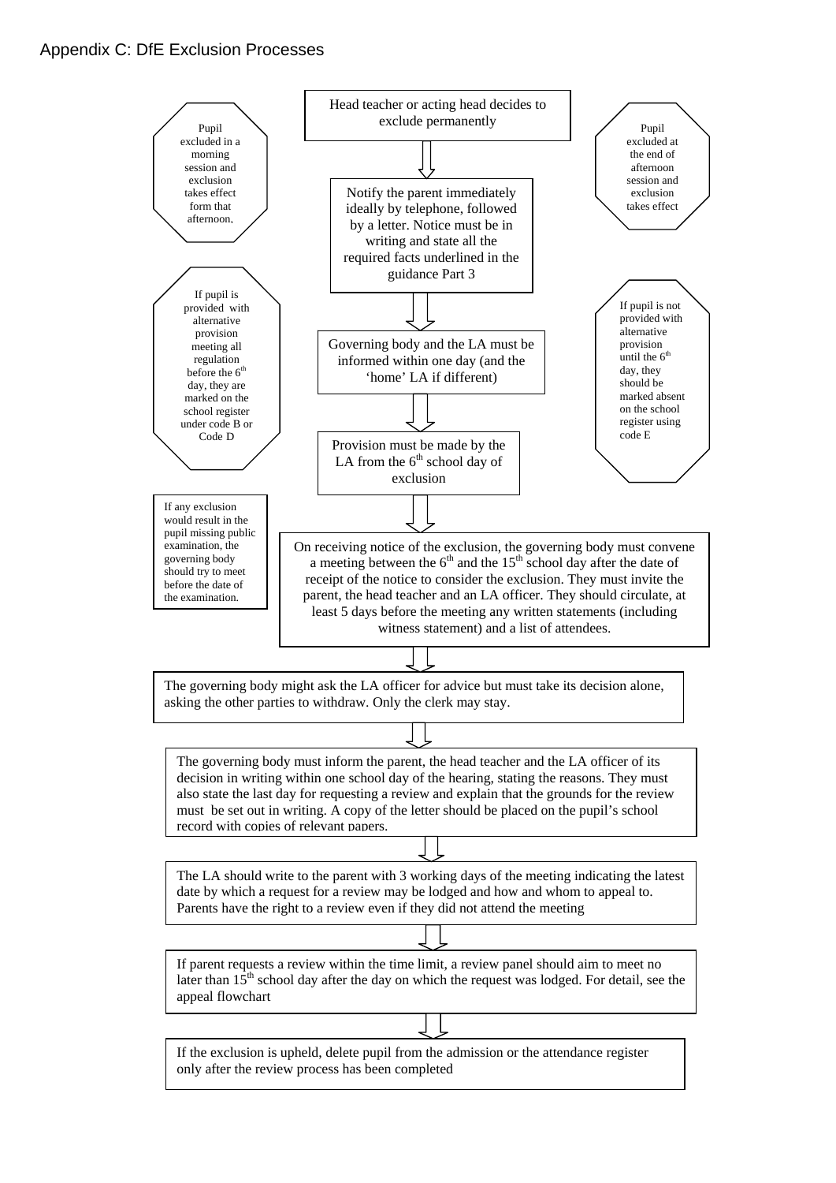## Appendix C: DfE Exclusion Processes

Head teacher or acting head decides to exclude permanently

↓

Notify the parent immediately ideally by telephone, followed by a letter. Notice must be in writing and state all the required facts underlined in the guidance Part 3

↓

Governing body and the LA must be informed within one day (and the 'home' LA if different)

↓

Provision must be made by the LA from the 6th school day of exclusion

↓

On receiving notice of the exclusion, the governing body must convene a meeting between the 6th and the 15th school day after the date of receipt of the notice to consider the exclusion. They must invite the parent, the head teacher and an LA officer. They should circulate, at least 5 days before the meeting any written statements (including witness statement) and a list of attendees.

↓

The governing body might ask the LA officer for advice but must take its decision alone, asking the other parties to withdraw. Only the clerk may stay.

↓

The governing body must inform the parent, the head teacher and the LA officer of its decision in writing within one school day of the hearing, stating the reasons. They must also state the last day for requesting a review and explain that the grounds for the review must be set out in writing. A copy of the letter should be placed on the pupil's school record with copies of relevant papers.

↓

The LA should write to the parent with 3 working days of the meeting indicating the latest date by which a request for a review may be lodged and how and whom to appeal to. Parents have the right to a review even if they did not attend the meeting

↓

If parent requests a review within the time limit, a review panel should aim to meet no later than 15th school day after the day on which the request was lodged. For detail, see the appeal flowchart

↓

If the exclusion is upheld, delete pupil from the admission or the attendance register only after the review process has been completed

---

**Side notes:**

- Pupil excluded in a morning session and exclusion takes effect form that afternoon,
- Pupil excluded at the end of afternoon session and exclusion takes effect
- If pupil is provided with alternative provision meeting all regulation before the 6th day, they are marked on the school register under code B or Code D
- If pupil is not provided with alternative provision until the 6th day, they should be marked absent on the school register using code E
- If any exclusion would result in the pupil missing public examination, the governing body should try to meet before the date of the examination.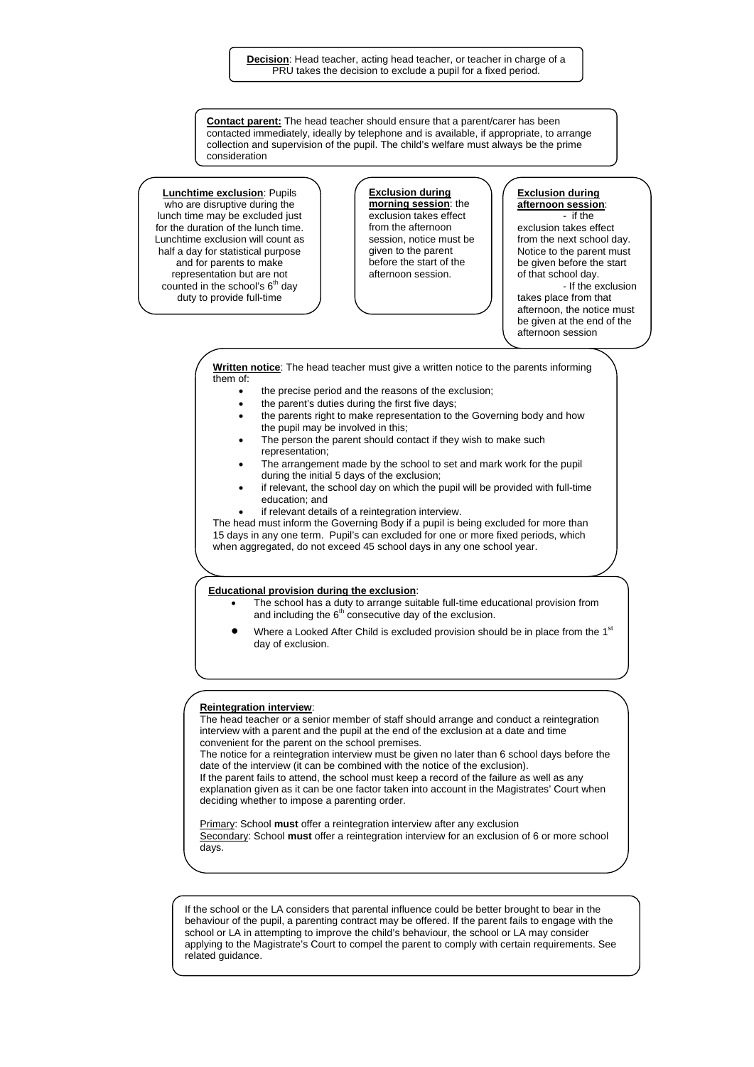**Decision**: Head teacher, acting head teacher, or teacher in charge of a PRU takes the decision to exclude a pupil for a fixed period.

**Contact parent:** The head teacher should ensure that a parent/carer has been contacted immediately, ideally by telephone and is available, if appropriate, to arrange collection and supervision of the pupil. The child's welfare must always be the prime consideration

**Lunchtime exclusion**: Pupils who are disruptive during the lunch time may be excluded just for the duration of the lunch time. Lunchtime exclusion will count as half a day for statistical purpose and for parents to make representation but are not counted in the school's 6th day duty to provide full-time

**Exclusion during morning session**: the exclusion takes effect from the afternoon session, notice must be given to the parent before the start of the afternoon session.

**Exclusion during afternoon session**:

- if the exclusion takes effect from the next school day. Notice to the parent must be given before the start of that school day.
- If the exclusion takes place from that afternoon, the notice must be given at the end of the afternoon session

**Written notice**: The head teacher must give a written notice to the parents informing them of:

- the precise period and the reasons of the exclusion;
- the parent's duties during the first five days;
- the parents right to make representation to the Governing body and how the pupil may be involved in this;
- The person the parent should contact if they wish to make such representation;
- The arrangement made by the school to set and mark work for the pupil during the initial 5 days of the exclusion;
- if relevant, the school day on which the pupil will be provided with full-time education; and
- if relevant details of a reintegration interview.

The head must inform the Governing Body if a pupil is being excluded for more than 15 days in any one term. Pupil's can excluded for one or more fixed periods, which when aggregated, do not exceed 45 school days in any one school year.

**Educational provision during the exclusion**:

- The school has a duty to arrange suitable full-time educational provision from and including the 6th consecutive day of the exclusion.
- Where a Looked After Child is excluded provision should be in place from the 1st day of exclusion.

**Reintegration interview**:

The head teacher or a senior member of staff should arrange and conduct a reintegration interview with a parent and the pupil at the end of the exclusion at a date and time convenient for the parent on the school premises.

The notice for a reintegration interview must be given no later than 6 school days before the date of the interview (it can be combined with the notice of the exclusion).

If the parent fails to attend, the school must keep a record of the failure as well as any explanation given as it can be one factor taken into account in the Magistrates' Court when deciding whether to impose a parenting order.

Primary: School **must** offer a reintegration interview after any exclusion

Secondary: School **must** offer a reintegration interview for an exclusion of 6 or more school days.

If the school or the LA considers that parental influence could be better brought to bear in the behaviour of the pupil, a parenting contract may be offered. If the parent fails to engage with the school or LA in attempting to improve the child's behaviour, the school or LA may consider applying to the Magistrate's Court to compel the parent to comply with certain requirements. See related guidance.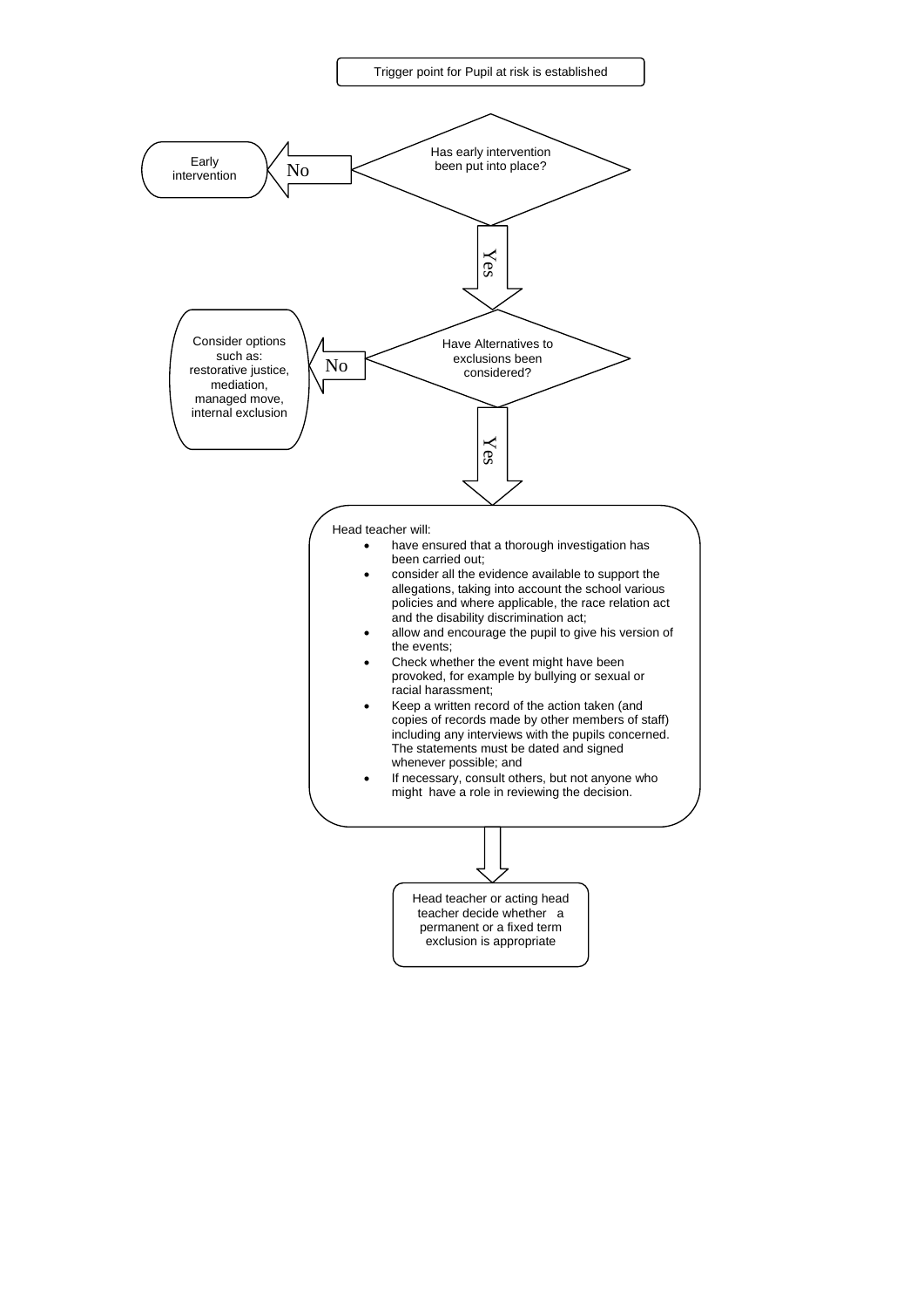Trigger point for Pupil at risk is established

Has early intervention been put into place?

No

Early intervention

Yes

Have Alternatives to exclusions been considered?

No

Consider options such as: restorative justice, mediation, managed move, internal exclusion

Yes

Head teacher will:

- have ensured that a thorough investigation has been carried out;
- consider all the evidence available to support the allegations, taking into account the school various policies and where applicable, the race relation act and the disability discrimination act;
- allow and encourage the pupil to give his version of the events;
- Check whether the event might have been provoked, for example by bullying or sexual or racial harassment;
- Keep a written record of the action taken (and copies of records made by other members of staff) including any interviews with the pupils concerned. The statements must be dated and signed whenever possible; and
- If necessary, consult others, but not anyone who might have a role in reviewing the decision.

Head teacher or acting head teacher decide whether a permanent or a fixed term exclusion is appropriate